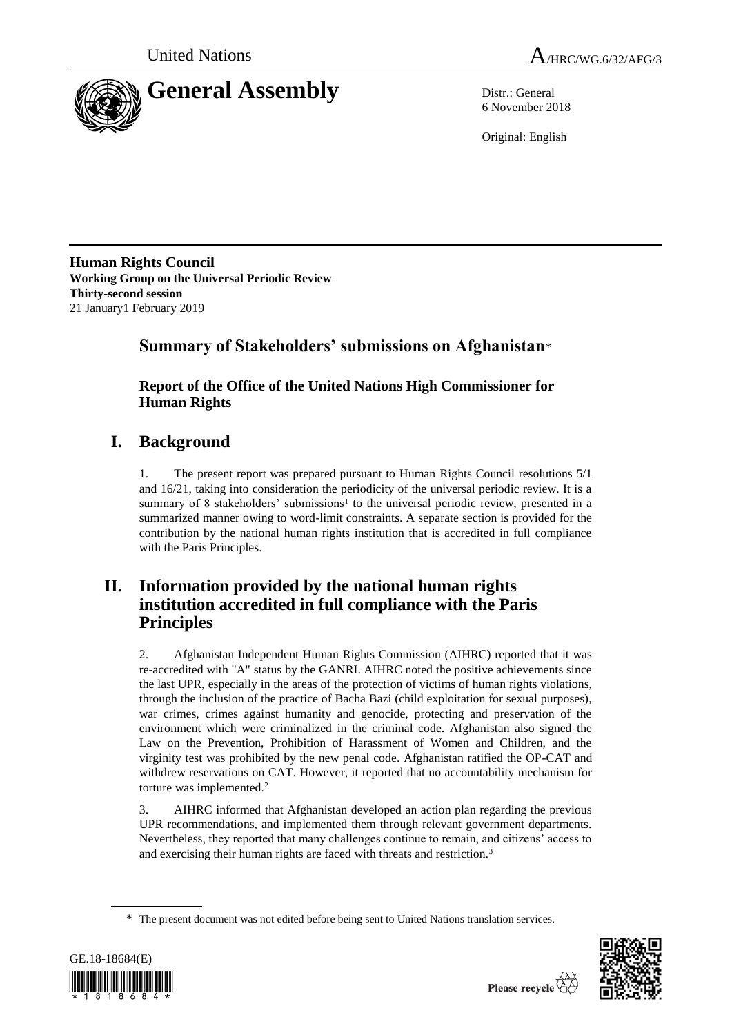United Nations A/HRC/WG.6/32/AFG/3

# General Assembly

Distr.: General
6 November 2018

Original: English

**Human Rights Council**
**Working Group on the Universal Periodic Review**
**Thirty-second session**
21 January1 February 2019

## Summary of Stakeholders' submissions on Afghanistan*

### Report of the Office of the United Nations High Commissioner for Human Rights

## I. Background

1. The present report was prepared pursuant to Human Rights Council resolutions 5/1 and 16/21, taking into consideration the periodicity of the universal periodic review. It is a summary of 8 stakeholders' submissions[1] to the universal periodic review, presented in a summarized manner owing to word-limit constraints. A separate section is provided for the contribution by the national human rights institution that is accredited in full compliance with the Paris Principles.

## II. Information provided by the national human rights institution accredited in full compliance with the Paris Principles

2. Afghanistan Independent Human Rights Commission (AIHRC) reported that it was re-accredited with "A" status by the GANRI. AIHRC noted the positive achievements since the last UPR, especially in the areas of the protection of victims of human rights violations, through the inclusion of the practice of Bacha Bazi (child exploitation for sexual purposes), war crimes, crimes against humanity and genocide, protecting and preservation of the environment which were criminalized in the criminal code. Afghanistan also signed the Law on the Prevention, Prohibition of Harassment of Women and Children, and the virginity test was prohibited by the new penal code. Afghanistan ratified the OP-CAT and withdrew reservations on CAT. However, it reported that no accountability mechanism for torture was implemented.[2]

3. AIHRC informed that Afghanistan developed an action plan regarding the previous UPR recommendations, and implemented them through relevant government departments. Nevertheless, they reported that many challenges continue to remain, and citizens' access to and exercising their human rights are faced with threats and restriction.[3]

\* The present document was not edited before being sent to United Nations translation services.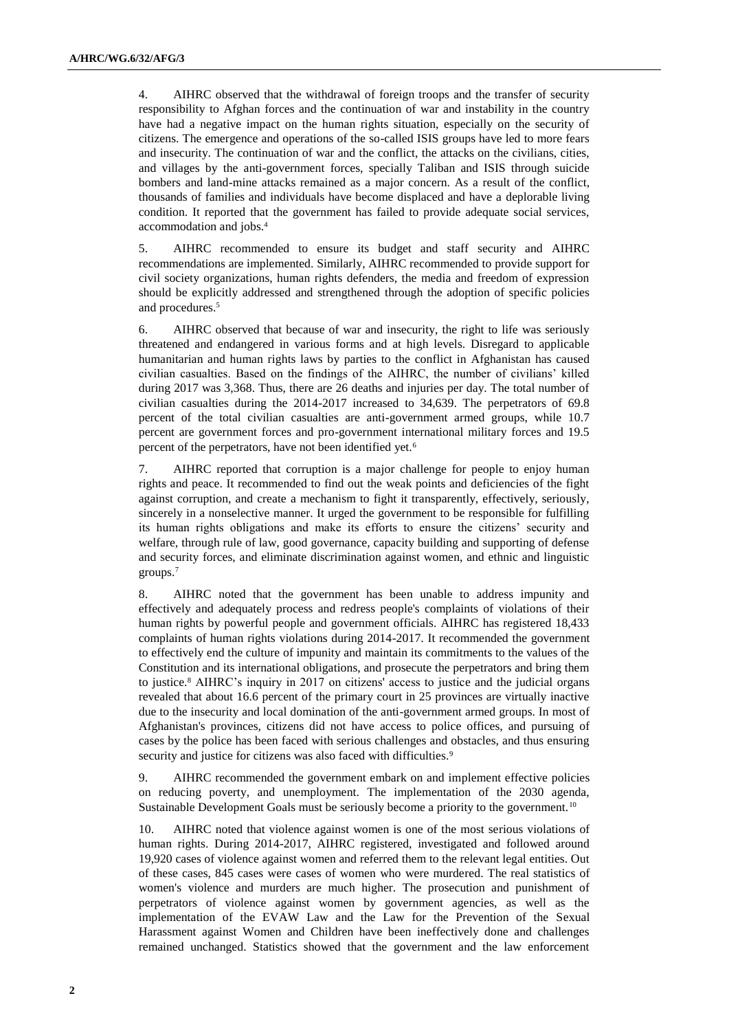4. AIHRC observed that the withdrawal of foreign troops and the transfer of security responsibility to Afghan forces and the continuation of war and instability in the country have had a negative impact on the human rights situation, especially on the security of citizens. The emergence and operations of the so-called ISIS groups have led to more fears and insecurity. The continuation of war and the conflict, the attacks on the civilians, cities, and villages by the anti-government forces, specially Taliban and ISIS through suicide bombers and land-mine attacks remained as a major concern. As a result of the conflict, thousands of families and individuals have become displaced and have a deplorable living condition. It reported that the government has failed to provide adequate social services, accommodation and jobs.[4]

5. AIHRC recommended to ensure its budget and staff security and AIHRC recommendations are implemented. Similarly, AIHRC recommended to provide support for civil society organizations, human rights defenders, the media and freedom of expression should be explicitly addressed and strengthened through the adoption of specific policies and procedures.[5]

6. AIHRC observed that because of war and insecurity, the right to life was seriously threatened and endangered in various forms and at high levels. Disregard to applicable humanitarian and human rights laws by parties to the conflict in Afghanistan has caused civilian casualties. Based on the findings of the AIHRC, the number of civilians' killed during 2017 was 3,368. Thus, there are 26 deaths and injuries per day. The total number of civilian casualties during the 2014-2017 increased to 34,639. The perpetrators of 69.8 percent of the total civilian casualties are anti-government armed groups, while 10.7 percent are government forces and pro-government international military forces and 19.5 percent of the perpetrators, have not been identified yet.[6]

7. AIHRC reported that corruption is a major challenge for people to enjoy human rights and peace. It recommended to find out the weak points and deficiencies of the fight against corruption, and create a mechanism to fight it transparently, effectively, seriously, sincerely in a nonselective manner. It urged the government to be responsible for fulfilling its human rights obligations and make its efforts to ensure the citizens' security and welfare, through rule of law, good governance, capacity building and supporting of defense and security forces, and eliminate discrimination against women, and ethnic and linguistic groups.[7]

8. AIHRC noted that the government has been unable to address impunity and effectively and adequately process and redress people's complaints of violations of their human rights by powerful people and government officials. AIHRC has registered 18,433 complaints of human rights violations during 2014-2017. It recommended the government to effectively end the culture of impunity and maintain its commitments to the values of the Constitution and its international obligations, and prosecute the perpetrators and bring them to justice.[8] AIHRC's inquiry in 2017 on citizens' access to justice and the judicial organs revealed that about 16.6 percent of the primary court in 25 provinces are virtually inactive due to the insecurity and local domination of the anti-government armed groups. In most of Afghanistan's provinces, citizens did not have access to police offices, and pursuing of cases by the police has been faced with serious challenges and obstacles, and thus ensuring security and justice for citizens was also faced with difficulties.[9]

9. AIHRC recommended the government embark on and implement effective policies on reducing poverty, and unemployment. The implementation of the 2030 agenda, Sustainable Development Goals must be seriously become a priority to the government.[10]

10. AIHRC noted that violence against women is one of the most serious violations of human rights. During 2014-2017, AIHRC registered, investigated and followed around 19,920 cases of violence against women and referred them to the relevant legal entities. Out of these cases, 845 cases were cases of women who were murdered. The real statistics of women's violence and murders are much higher. The prosecution and punishment of perpetrators of violence against women by government agencies, as well as the implementation of the EVAW Law and the Law for the Prevention of the Sexual Harassment against Women and Children have been ineffectively done and challenges remained unchanged. Statistics showed that the government and the law enforcement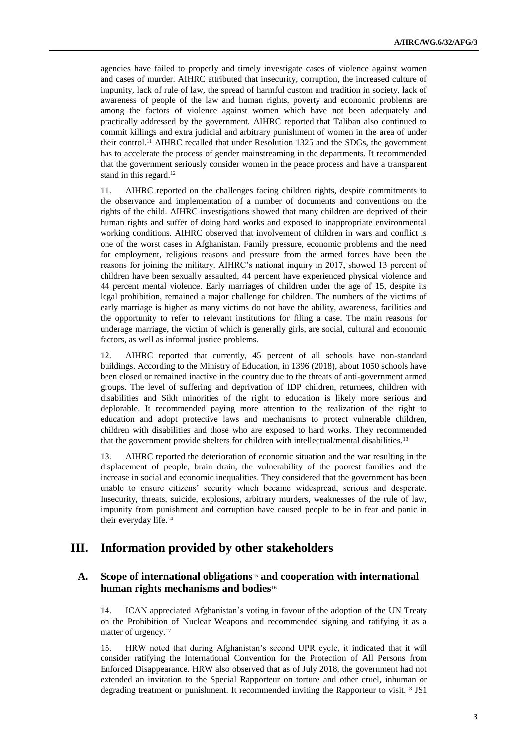agencies have failed to properly and timely investigate cases of violence against women and cases of murder. AIHRC attributed that insecurity, corruption, the increased culture of impunity, lack of rule of law, the spread of harmful custom and tradition in society, lack of awareness of people of the law and human rights, poverty and economic problems are among the factors of violence against women which have not been adequately and practically addressed by the government. AIHRC reported that Taliban also continued to commit killings and extra judicial and arbitrary punishment of women in the area of under their control.[11] AIHRC recalled that under Resolution 1325 and the SDGs, the government has to accelerate the process of gender mainstreaming in the departments. It recommended that the government seriously consider women in the peace process and have a transparent stand in this regard.[12]

11. AIHRC reported on the challenges facing children rights, despite commitments to the observance and implementation of a number of documents and conventions on the rights of the child. AIHRC investigations showed that many children are deprived of their human rights and suffer of doing hard works and exposed to inappropriate environmental working conditions. AIHRC observed that involvement of children in wars and conflict is one of the worst cases in Afghanistan. Family pressure, economic problems and the need for employment, religious reasons and pressure from the armed forces have been the reasons for joining the military. AIHRC's national inquiry in 2017, showed 13 percent of children have been sexually assaulted, 44 percent have experienced physical violence and 44 percent mental violence. Early marriages of children under the age of 15, despite its legal prohibition, remained a major challenge for children. The numbers of the victims of early marriage is higher as many victims do not have the ability, awareness, facilities and the opportunity to refer to relevant institutions for filing a case. The main reasons for underage marriage, the victim of which is generally girls, are social, cultural and economic factors, as well as informal justice problems.

12. AIHRC reported that currently, 45 percent of all schools have non-standard buildings. According to the Ministry of Education, in 1396 (2018), about 1050 schools have been closed or remained inactive in the country due to the threats of anti-government armed groups. The level of suffering and deprivation of IDP children, returnees, children with disabilities and Sikh minorities of the right to education is likely more serious and deplorable. It recommended paying more attention to the realization of the right to education and adopt protective laws and mechanisms to protect vulnerable children, children with disabilities and those who are exposed to hard works. They recommended that the government provide shelters for children with intellectual/mental disabilities.[13]

13. AIHRC reported the deterioration of economic situation and the war resulting in the displacement of people, brain drain, the vulnerability of the poorest families and the increase in social and economic inequalities. They considered that the government has been unable to ensure citizens' security which became widespread, serious and desperate. Insecurity, threats, suicide, explosions, arbitrary murders, weaknesses of the rule of law, impunity from punishment and corruption have caused people to be in fear and panic in their everyday life.[14]

# III. Information provided by other stakeholders

## A. Scope of international obligations[15] and cooperation with international human rights mechanisms and bodies[16]

14. ICAN appreciated Afghanistan's voting in favour of the adoption of the UN Treaty on the Prohibition of Nuclear Weapons and recommended signing and ratifying it as a matter of urgency.[17]

15. HRW noted that during Afghanistan's second UPR cycle, it indicated that it will consider ratifying the International Convention for the Protection of All Persons from Enforced Disappearance. HRW also observed that as of July 2018, the government had not extended an invitation to the Special Rapporteur on torture and other cruel, inhuman or degrading treatment or punishment. It recommended inviting the Rapporteur to visit.[18] JS1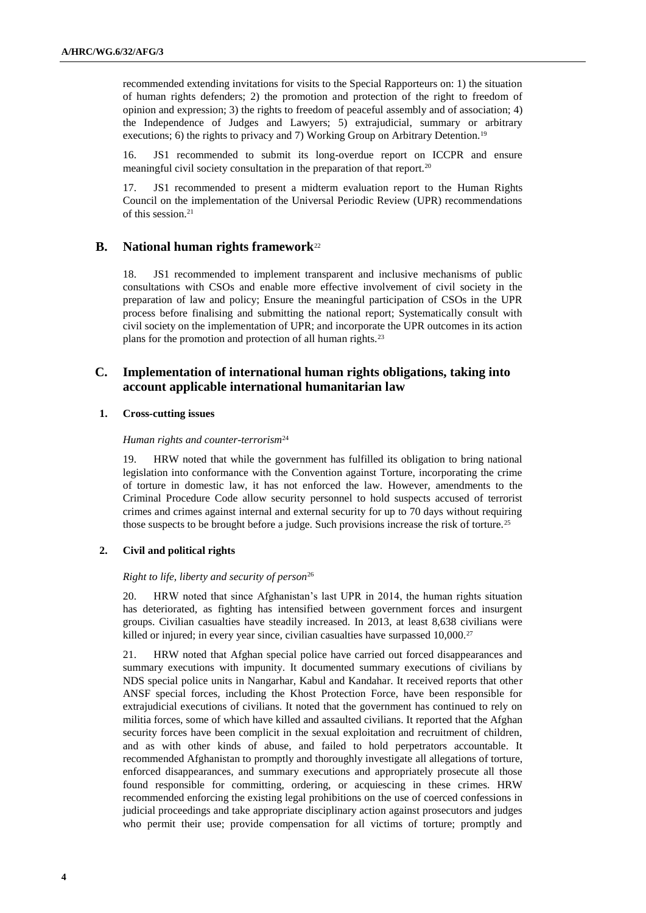recommended extending invitations for visits to the Special Rapporteurs on: 1) the situation of human rights defenders; 2) the promotion and protection of the right to freedom of opinion and expression; 3) the rights to freedom of peaceful assembly and of association; 4) the Independence of Judges and Lawyers; 5) extrajudicial, summary or arbitrary executions; 6) the rights to privacy and 7) Working Group on Arbitrary Detention.[19]

16. JS1 recommended to submit its long-overdue report on ICCPR and ensure meaningful civil society consultation in the preparation of that report.[20]

17. JS1 recommended to present a midterm evaluation report to the Human Rights Council on the implementation of the Universal Periodic Review (UPR) recommendations of this session.[21]

## B. National human rights framework[22]

18. JS1 recommended to implement transparent and inclusive mechanisms of public consultations with CSOs and enable more effective involvement of civil society in the preparation of law and policy; Ensure the meaningful participation of CSOs in the UPR process before finalising and submitting the national report; Systematically consult with civil society on the implementation of UPR; and incorporate the UPR outcomes in its action plans for the promotion and protection of all human rights.[23]

## C. Implementation of international human rights obligations, taking into account applicable international humanitarian law

### 1. Cross-cutting issues

*Human rights and counter-terrorism*[24]

19. HRW noted that while the government has fulfilled its obligation to bring national legislation into conformance with the Convention against Torture, incorporating the crime of torture in domestic law, it has not enforced the law. However, amendments to the Criminal Procedure Code allow security personnel to hold suspects accused of terrorist crimes and crimes against internal and external security for up to 70 days without requiring those suspects to be brought before a judge. Such provisions increase the risk of torture.[25]

### 2. Civil and political rights

*Right to life, liberty and security of person*[26]

20. HRW noted that since Afghanistan's last UPR in 2014, the human rights situation has deteriorated, as fighting has intensified between government forces and insurgent groups. Civilian casualties have steadily increased. In 2013, at least 8,638 civilians were killed or injured; in every year since, civilian casualties have surpassed 10,000.[27]

21. HRW noted that Afghan special police have carried out forced disappearances and summary executions with impunity. It documented summary executions of civilians by NDS special police units in Nangarhar, Kabul and Kandahar. It received reports that other ANSF special forces, including the Khost Protection Force, have been responsible for extrajudicial executions of civilians. It noted that the government has continued to rely on militia forces, some of which have killed and assaulted civilians. It reported that the Afghan security forces have been complicit in the sexual exploitation and recruitment of children, and as with other kinds of abuse, and failed to hold perpetrators accountable. It recommended Afghanistan to promptly and thoroughly investigate all allegations of torture, enforced disappearances, and summary executions and appropriately prosecute all those found responsible for committing, ordering, or acquiescing in these crimes. HRW recommended enforcing the existing legal prohibitions on the use of coerced confessions in judicial proceedings and take appropriate disciplinary action against prosecutors and judges who permit their use; provide compensation for all victims of torture; promptly and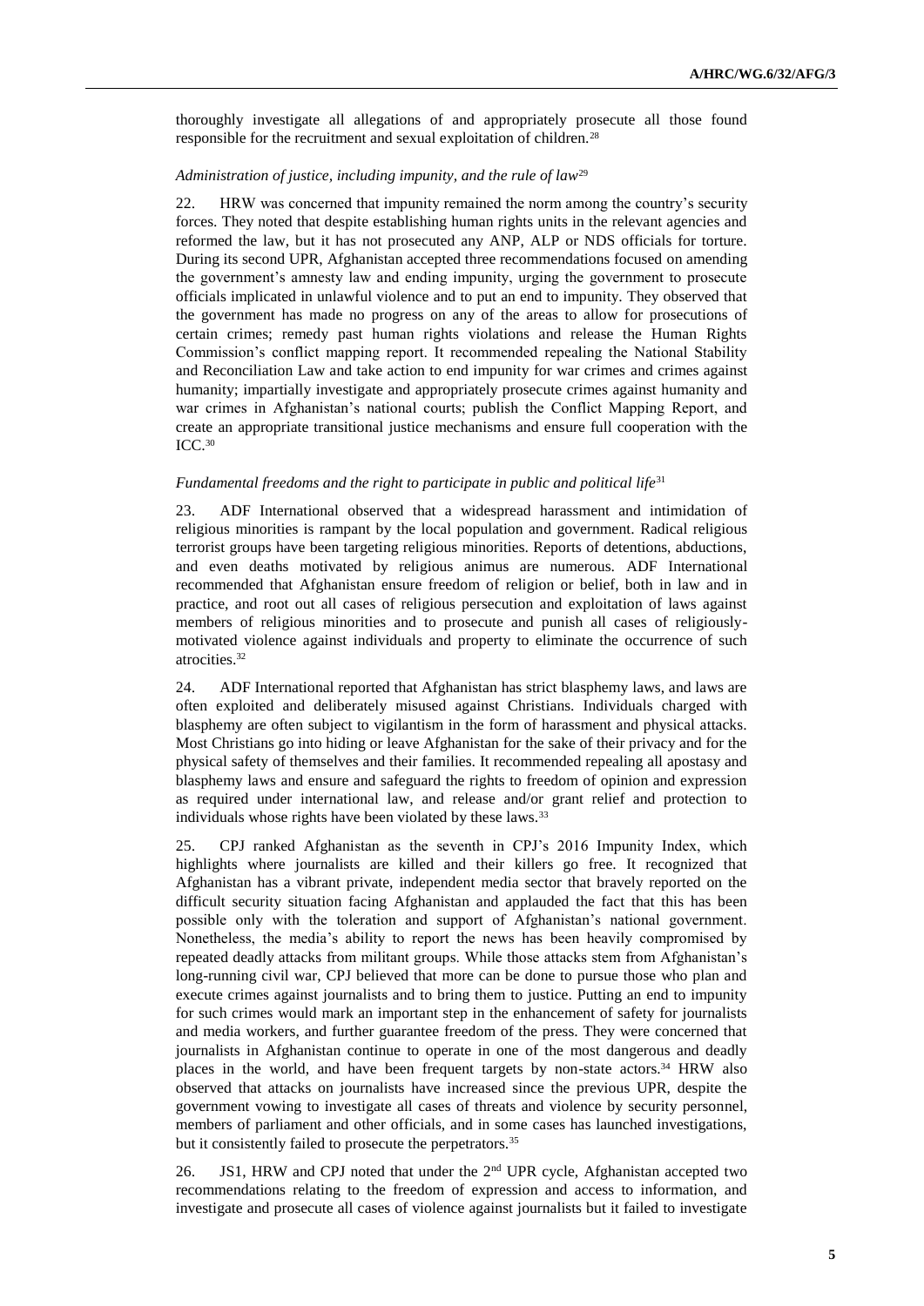thoroughly investigate all allegations of and appropriately prosecute all those found responsible for the recruitment and sexual exploitation of children.[28]

*Administration of justice, including impunity, and the rule of law*[29]

22. HRW was concerned that impunity remained the norm among the country's security forces. They noted that despite establishing human rights units in the relevant agencies and reformed the law, but it has not prosecuted any ANP, ALP or NDS officials for torture. During its second UPR, Afghanistan accepted three recommendations focused on amending the government's amnesty law and ending impunity, urging the government to prosecute officials implicated in unlawful violence and to put an end to impunity. They observed that the government has made no progress on any of the areas to allow for prosecutions of certain crimes; remedy past human rights violations and release the Human Rights Commission's conflict mapping report. It recommended repealing the National Stability and Reconciliation Law and take action to end impunity for war crimes and crimes against humanity; impartially investigate and appropriately prosecute crimes against humanity and war crimes in Afghanistan's national courts; publish the Conflict Mapping Report, and create an appropriate transitional justice mechanisms and ensure full cooperation with the ICC.[30]

*Fundamental freedoms and the right to participate in public and political life*[31]

23. ADF International observed that a widespread harassment and intimidation of religious minorities is rampant by the local population and government. Radical religious terrorist groups have been targeting religious minorities. Reports of detentions, abductions, and even deaths motivated by religious animus are numerous. ADF International recommended that Afghanistan ensure freedom of religion or belief, both in law and in practice, and root out all cases of religious persecution and exploitation of laws against members of religious minorities and to prosecute and punish all cases of religiously-motivated violence against individuals and property to eliminate the occurrence of such atrocities.[32]

24. ADF International reported that Afghanistan has strict blasphemy laws, and laws are often exploited and deliberately misused against Christians. Individuals charged with blasphemy are often subject to vigilantism in the form of harassment and physical attacks. Most Christians go into hiding or leave Afghanistan for the sake of their privacy and for the physical safety of themselves and their families. It recommended repealing all apostasy and blasphemy laws and ensure and safeguard the rights to freedom of opinion and expression as required under international law, and release and/or grant relief and protection to individuals whose rights have been violated by these laws.[33]

25. CPJ ranked Afghanistan as the seventh in CPJ's 2016 Impunity Index, which highlights where journalists are killed and their killers go free. It recognized that Afghanistan has a vibrant private, independent media sector that bravely reported on the difficult security situation facing Afghanistan and applauded the fact that this has been possible only with the toleration and support of Afghanistan's national government. Nonetheless, the media's ability to report the news has been heavily compromised by repeated deadly attacks from militant groups. While those attacks stem from Afghanistan's long-running civil war, CPJ believed that more can be done to pursue those who plan and execute crimes against journalists and to bring them to justice. Putting an end to impunity for such crimes would mark an important step in the enhancement of safety for journalists and media workers, and further guarantee freedom of the press. They were concerned that journalists in Afghanistan continue to operate in one of the most dangerous and deadly places in the world, and have been frequent targets by non-state actors.[34] HRW also observed that attacks on journalists have increased since the previous UPR, despite the government vowing to investigate all cases of threats and violence by security personnel, members of parliament and other officials, and in some cases has launched investigations, but it consistently failed to prosecute the perpetrators.[35]

26. JS1, HRW and CPJ noted that under the 2nd UPR cycle, Afghanistan accepted two recommendations relating to the freedom of expression and access to information, and investigate and prosecute all cases of violence against journalists but it failed to investigate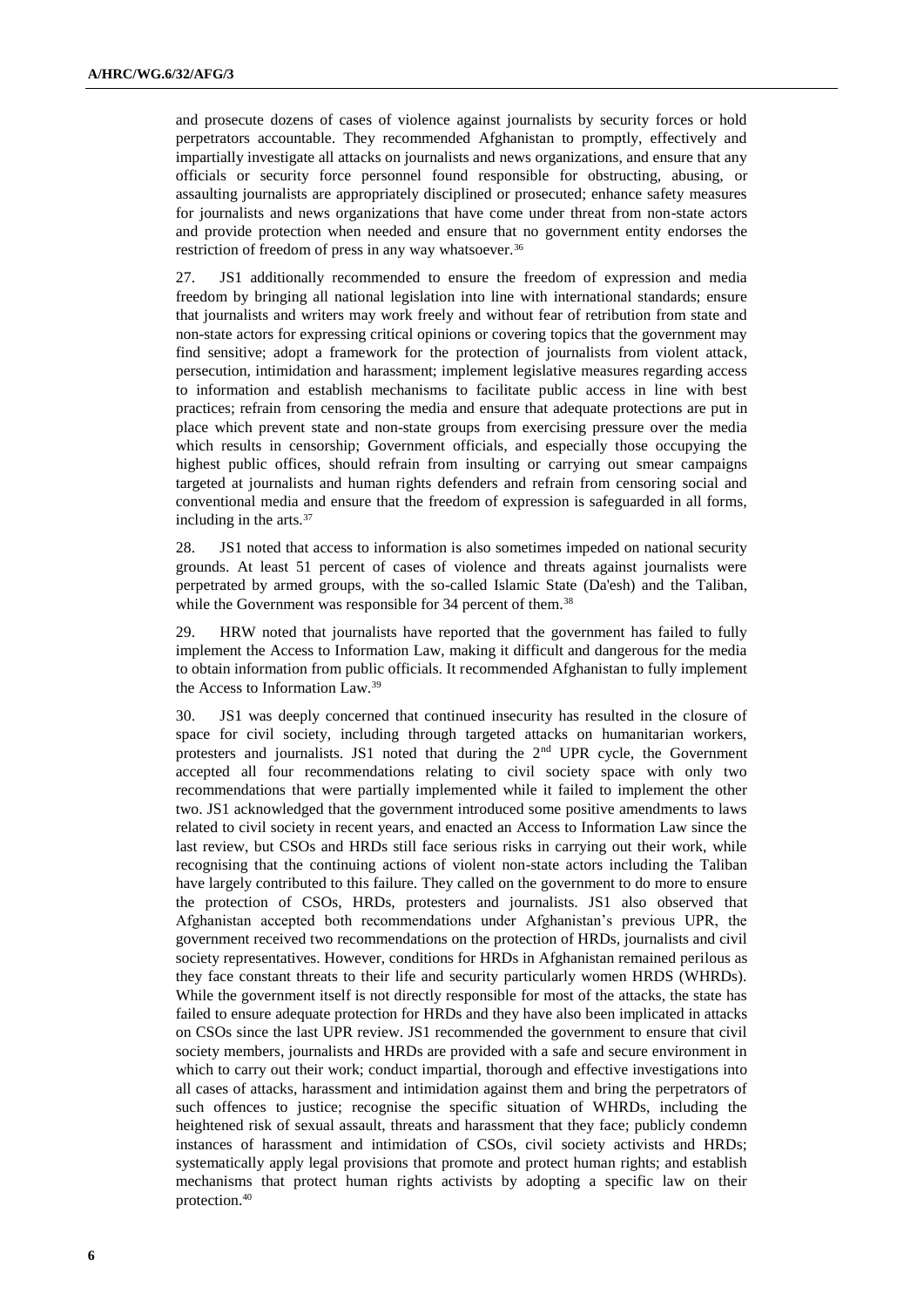and prosecute dozens of cases of violence against journalists by security forces or hold perpetrators accountable. They recommended Afghanistan to promptly, effectively and impartially investigate all attacks on journalists and news organizations, and ensure that any officials or security force personnel found responsible for obstructing, abusing, or assaulting journalists are appropriately disciplined or prosecuted; enhance safety measures for journalists and news organizations that have come under threat from non-state actors and provide protection when needed and ensure that no government entity endorses the restriction of freedom of press in any way whatsoever.[36]

27. JS1 additionally recommended to ensure the freedom of expression and media freedom by bringing all national legislation into line with international standards; ensure that journalists and writers may work freely and without fear of retribution from state and non-state actors for expressing critical opinions or covering topics that the government may find sensitive; adopt a framework for the protection of journalists from violent attack, persecution, intimidation and harassment; implement legislative measures regarding access to information and establish mechanisms to facilitate public access in line with best practices; refrain from censoring the media and ensure that adequate protections are put in place which prevent state and non-state groups from exercising pressure over the media which results in censorship; Government officials, and especially those occupying the highest public offices, should refrain from insulting or carrying out smear campaigns targeted at journalists and human rights defenders and refrain from censoring social and conventional media and ensure that the freedom of expression is safeguarded in all forms, including in the arts.[37]

28. JS1 noted that access to information is also sometimes impeded on national security grounds. At least 51 percent of cases of violence and threats against journalists were perpetrated by armed groups, with the so-called Islamic State (Da'esh) and the Taliban, while the Government was responsible for 34 percent of them.[38]

29. HRW noted that journalists have reported that the government has failed to fully implement the Access to Information Law, making it difficult and dangerous for the media to obtain information from public officials. It recommended Afghanistan to fully implement the Access to Information Law.[39]

30. JS1 was deeply concerned that continued insecurity has resulted in the closure of space for civil society, including through targeted attacks on humanitarian workers, protesters and journalists. JS1 noted that during the 2nd UPR cycle, the Government accepted all four recommendations relating to civil society space with only two recommendations that were partially implemented while it failed to implement the other two. JS1 acknowledged that the government introduced some positive amendments to laws related to civil society in recent years, and enacted an Access to Information Law since the last review, but CSOs and HRDs still face serious risks in carrying out their work, while recognising that the continuing actions of violent non-state actors including the Taliban have largely contributed to this failure. They called on the government to do more to ensure the protection of CSOs, HRDs, protesters and journalists. JS1 also observed that Afghanistan accepted both recommendations under Afghanistan's previous UPR, the government received two recommendations on the protection of HRDs, journalists and civil society representatives. However, conditions for HRDs in Afghanistan remained perilous as they face constant threats to their life and security particularly women HRDS (WHRDs). While the government itself is not directly responsible for most of the attacks, the state has failed to ensure adequate protection for HRDs and they have also been implicated in attacks on CSOs since the last UPR review. JS1 recommended the government to ensure that civil society members, journalists and HRDs are provided with a safe and secure environment in which to carry out their work; conduct impartial, thorough and effective investigations into all cases of attacks, harassment and intimidation against them and bring the perpetrators of such offences to justice; recognise the specific situation of WHRDs, including the heightened risk of sexual assault, threats and harassment that they face; publicly condemn instances of harassment and intimidation of CSOs, civil society activists and HRDs; systematically apply legal provisions that promote and protect human rights; and establish mechanisms that protect human rights activists by adopting a specific law on their protection.[40]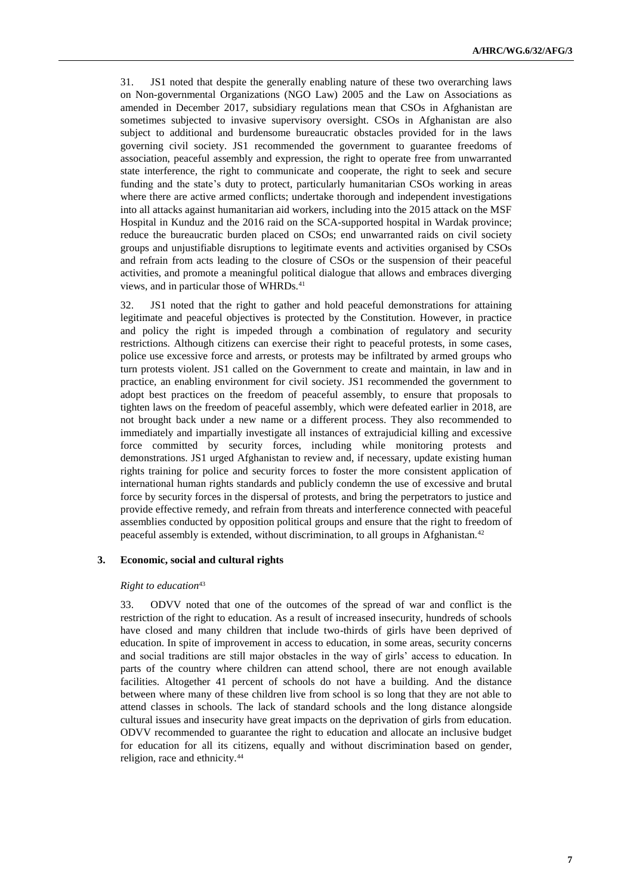31. JS1 noted that despite the generally enabling nature of these two overarching laws on Non-governmental Organizations (NGO Law) 2005 and the Law on Associations as amended in December 2017, subsidiary regulations mean that CSOs in Afghanistan are sometimes subjected to invasive supervisory oversight. CSOs in Afghanistan are also subject to additional and burdensome bureaucratic obstacles provided for in the laws governing civil society. JS1 recommended the government to guarantee freedoms of association, peaceful assembly and expression, the right to operate free from unwarranted state interference, the right to communicate and cooperate, the right to seek and secure funding and the state's duty to protect, particularly humanitarian CSOs working in areas where there are active armed conflicts; undertake thorough and independent investigations into all attacks against humanitarian aid workers, including into the 2015 attack on the MSF Hospital in Kunduz and the 2016 raid on the SCA-supported hospital in Wardak province; reduce the bureaucratic burden placed on CSOs; end unwarranted raids on civil society groups and unjustifiable disruptions to legitimate events and activities organised by CSOs and refrain from acts leading to the closure of CSOs or the suspension of their peaceful activities, and promote a meaningful political dialogue that allows and embraces diverging views, and in particular those of WHRDs.[41]

32. JS1 noted that the right to gather and hold peaceful demonstrations for attaining legitimate and peaceful objectives is protected by the Constitution. However, in practice and policy the right is impeded through a combination of regulatory and security restrictions. Although citizens can exercise their right to peaceful protests, in some cases, police use excessive force and arrests, or protests may be infiltrated by armed groups who turn protests violent. JS1 called on the Government to create and maintain, in law and in practice, an enabling environment for civil society. JS1 recommended the government to adopt best practices on the freedom of peaceful assembly, to ensure that proposals to tighten laws on the freedom of peaceful assembly, which were defeated earlier in 2018, are not brought back under a new name or a different process. They also recommended to immediately and impartially investigate all instances of extrajudicial killing and excessive force committed by security forces, including while monitoring protests and demonstrations. JS1 urged Afghanistan to review and, if necessary, update existing human rights training for police and security forces to foster the more consistent application of international human rights standards and publicly condemn the use of excessive and brutal force by security forces in the dispersal of protests, and bring the perpetrators to justice and provide effective remedy, and refrain from threats and interference connected with peaceful assemblies conducted by opposition political groups and ensure that the right to freedom of peaceful assembly is extended, without discrimination, to all groups in Afghanistan.[42]

### 3. Economic, social and cultural rights

*Right to education*[43]

33. ODVV noted that one of the outcomes of the spread of war and conflict is the restriction of the right to education. As a result of increased insecurity, hundreds of schools have closed and many children that include two-thirds of girls have been deprived of education. In spite of improvement in access to education, in some areas, security concerns and social traditions are still major obstacles in the way of girls' access to education. In parts of the country where children can attend school, there are not enough available facilities. Altogether 41 percent of schools do not have a building. And the distance between where many of these children live from school is so long that they are not able to attend classes in schools. The lack of standard schools and the long distance alongside cultural issues and insecurity have great impacts on the deprivation of girls from education. ODVV recommended to guarantee the right to education and allocate an inclusive budget for education for all its citizens, equally and without discrimination based on gender, religion, race and ethnicity.[44]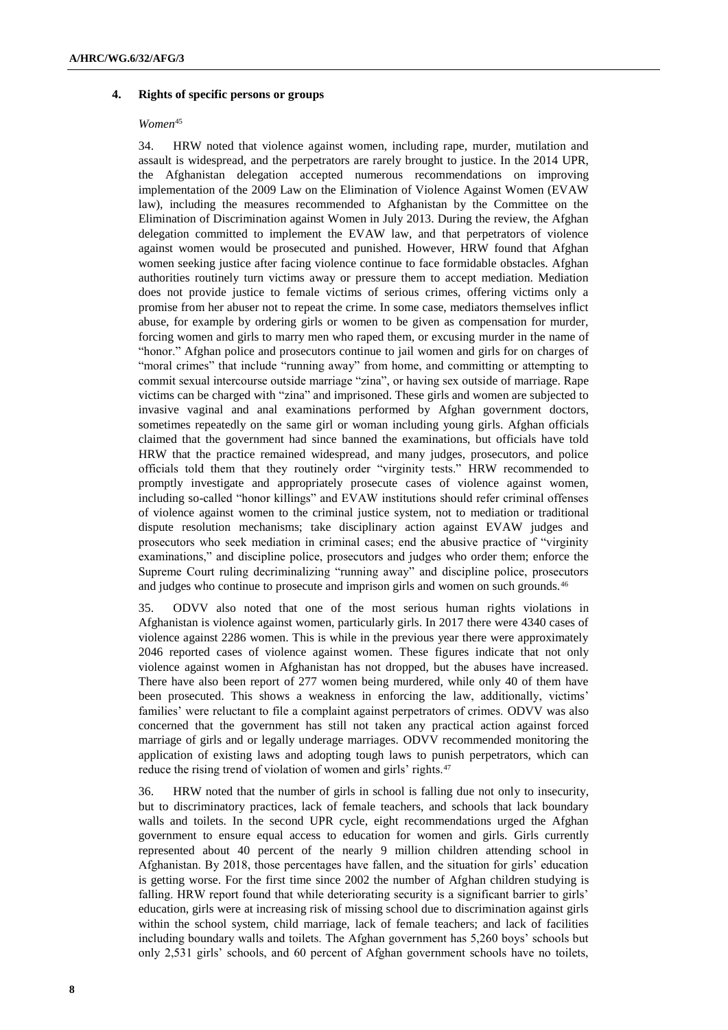### 4. Rights of specific persons or groups

*Women*[45]

34. HRW noted that violence against women, including rape, murder, mutilation and assault is widespread, and the perpetrators are rarely brought to justice. In the 2014 UPR, the Afghanistan delegation accepted numerous recommendations on improving implementation of the 2009 Law on the Elimination of Violence Against Women (EVAW law), including the measures recommended to Afghanistan by the Committee on the Elimination of Discrimination against Women in July 2013. During the review, the Afghan delegation committed to implement the EVAW law, and that perpetrators of violence against women would be prosecuted and punished. However, HRW found that Afghan women seeking justice after facing violence continue to face formidable obstacles. Afghan authorities routinely turn victims away or pressure them to accept mediation. Mediation does not provide justice to female victims of serious crimes, offering victims only a promise from her abuser not to repeat the crime. In some case, mediators themselves inflict abuse, for example by ordering girls or women to be given as compensation for murder, forcing women and girls to marry men who raped them, or excusing murder in the name of "honor." Afghan police and prosecutors continue to jail women and girls for on charges of "moral crimes" that include "running away" from home, and committing or attempting to commit sexual intercourse outside marriage "zina", or having sex outside of marriage. Rape victims can be charged with "zina" and imprisoned. These girls and women are subjected to invasive vaginal and anal examinations performed by Afghan government doctors, sometimes repeatedly on the same girl or woman including young girls. Afghan officials claimed that the government had since banned the examinations, but officials have told HRW that the practice remained widespread, and many judges, prosecutors, and police officials told them that they routinely order "virginity tests." HRW recommended to promptly investigate and appropriately prosecute cases of violence against women, including so-called "honor killings" and EVAW institutions should refer criminal offenses of violence against women to the criminal justice system, not to mediation or traditional dispute resolution mechanisms; take disciplinary action against EVAW judges and prosecutors who seek mediation in criminal cases; end the abusive practice of "virginity examinations," and discipline police, prosecutors and judges who order them; enforce the Supreme Court ruling decriminalizing "running away" and discipline police, prosecutors and judges who continue to prosecute and imprison girls and women on such grounds.[46]

35. ODVV also noted that one of the most serious human rights violations in Afghanistan is violence against women, particularly girls. In 2017 there were 4340 cases of violence against 2286 women. This is while in the previous year there were approximately 2046 reported cases of violence against women. These figures indicate that not only violence against women in Afghanistan has not dropped, but the abuses have increased. There have also been report of 277 women being murdered, while only 40 of them have been prosecuted. This shows a weakness in enforcing the law, additionally, victims' families' were reluctant to file a complaint against perpetrators of crimes. ODVV was also concerned that the government has still not taken any practical action against forced marriage of girls and or legally underage marriages. ODVV recommended monitoring the application of existing laws and adopting tough laws to punish perpetrators, which can reduce the rising trend of violation of women and girls' rights.[47]

36. HRW noted that the number of girls in school is falling due not only to insecurity, but to discriminatory practices, lack of female teachers, and schools that lack boundary walls and toilets. In the second UPR cycle, eight recommendations urged the Afghan government to ensure equal access to education for women and girls. Girls currently represented about 40 percent of the nearly 9 million children attending school in Afghanistan. By 2018, those percentages have fallen, and the situation for girls' education is getting worse. For the first time since 2002 the number of Afghan children studying is falling. HRW report found that while deteriorating security is a significant barrier to girls' education, girls were at increasing risk of missing school due to discrimination against girls within the school system, child marriage, lack of female teachers; and lack of facilities including boundary walls and toilets. The Afghan government has 5,260 boys' schools but only 2,531 girls' schools, and 60 percent of Afghan government schools have no toilets,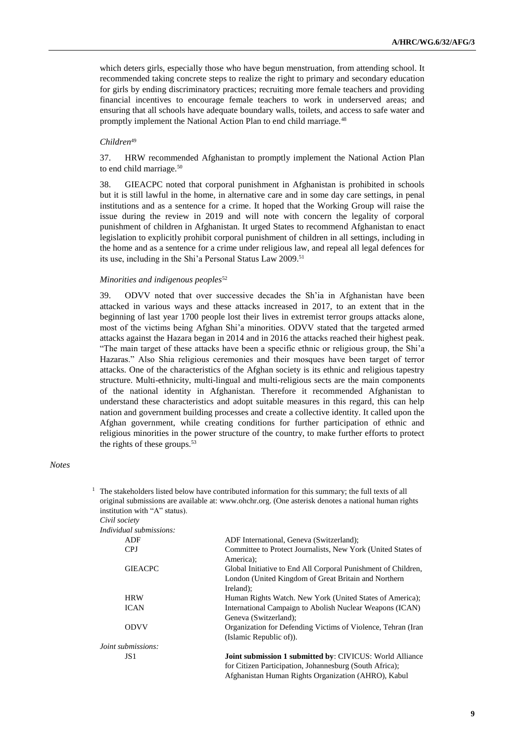which deters girls, especially those who have begun menstruation, from attending school. It recommended taking concrete steps to realize the right to primary and secondary education for girls by ending discriminatory practices; recruiting more female teachers and providing financial incentives to encourage female teachers to work in underserved areas; and ensuring that all schools have adequate boundary walls, toilets, and access to safe water and promptly implement the National Action Plan to end child marriage.[48]

*Children*[49]

37. HRW recommended Afghanistan to promptly implement the National Action Plan to end child marriage.[50]

38. GIEACPC noted that corporal punishment in Afghanistan is prohibited in schools but it is still lawful in the home, in alternative care and in some day care settings, in penal institutions and as a sentence for a crime. It hoped that the Working Group will raise the issue during the review in 2019 and will note with concern the legality of corporal punishment of children in Afghanistan. It urged States to recommend Afghanistan to enact legislation to explicitly prohibit corporal punishment of children in all settings, including in the home and as a sentence for a crime under religious law, and repeal all legal defences for its use, including in the Shi'a Personal Status Law 2009.[51]

*Minorities and indigenous peoples*[52]

39. ODVV noted that over successive decades the Sh'ia in Afghanistan have been attacked in various ways and these attacks increased in 2017, to an extent that in the beginning of last year 1700 people lost their lives in extremist terror groups attacks alone, most of the victims being Afghan Shi'a minorities. ODVV stated that the targeted armed attacks against the Hazara began in 2014 and in 2016 the attacks reached their highest peak. "The main target of these attacks have been a specific ethnic or religious group, the Shi'a Hazaras." Also Shia religious ceremonies and their mosques have been target of terror attacks. One of the characteristics of the Afghan society is its ethnic and religious tapestry structure. Multi-ethnicity, multi-lingual and multi-religious sects are the main components of the national identity in Afghanistan. Therefore it recommended Afghanistan to understand these characteristics and adopt suitable measures in this regard, this can help nation and government building processes and create a collective identity. It called upon the Afghan government, while creating conditions for further participation of ethnic and religious minorities in the power structure of the country, to make further efforts to protect the rights of these groups.[53]

*Notes*

[1] The stakeholders listed below have contributed information for this summary; the full texts of all original submissions are available at: www.ohchr.org. (One asterisk denotes a national human rights institution with "A" status).

*Civil society*

*Individual submissions:*

| | |
|---|---|
| ADF | ADF International, Geneva (Switzerland); |
| CPJ | Committee to Protect Journalists, New York (United States of America); |
| GIEACPC | Global Initiative to End All Corporal Punishment of Children, London (United Kingdom of Great Britain and Northern Ireland); |
| HRW | Human Rights Watch. New York (United States of America); |
| ICAN | International Campaign to Abolish Nuclear Weapons (ICAN) Geneva (Switzerland); |
| ODVV | Organization for Defending Victims of Violence, Tehran (Iran (Islamic Republic of)). |

*Joint submissions:*

| | |
|---|---|
| JS1 | **Joint submission 1 submitted by**: CIVICUS: World Alliance for Citizen Participation, Johannesburg (South Africa); Afghanistan Human Rights Organization (AHRO), Kabul |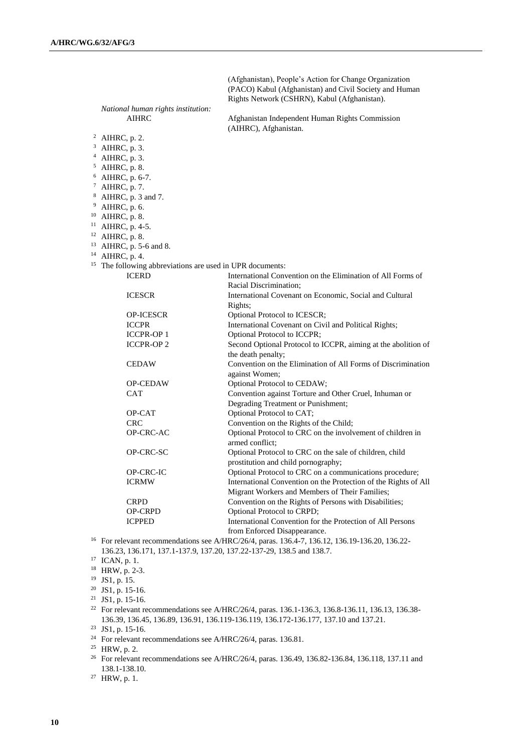(Afghanistan), People's Action for Change Organization (PACO) Kabul (Afghanistan) and Civil Society and Human Rights Network (CSHRN), Kabul (Afghanistan).

*National human rights institution:*

| | |
|---|---|
| AIHRC | Afghanistan Independent Human Rights Commission (AIHRC), Afghanistan. |

[2] AIHRC, p. 2.

[3] AIHRC, p. 3.

[4] AIHRC, p. 3.

[5] AIHRC, p. 8.

[6] AIHRC, p. 6-7.

[7] AIHRC, p. 7.

[8] AIHRC, p. 3 and 7.

[9] AIHRC, p. 6.

[10] AIHRC, p. 8.

[11] AIHRC, p. 4-5.

[12] AIHRC, p. 8.

[13] AIHRC, p. 5-6 and 8.

[14] AIHRC, p. 4.

[15] The following abbreviations are used in UPR documents:

| | |
|---|---|
| ICERD | International Convention on the Elimination of All Forms of Racial Discrimination; |
| ICESCR | International Covenant on Economic, Social and Cultural Rights; |
| OP-ICESCR | Optional Protocol to ICESCR; |
| ICCPR | International Covenant on Civil and Political Rights; |
| ICCPR-OP 1 | Optional Protocol to ICCPR; |
| ICCPR-OP 2 | Second Optional Protocol to ICCPR, aiming at the abolition of the death penalty; |
| CEDAW | Convention on the Elimination of All Forms of Discrimination against Women; |
| OP-CEDAW | Optional Protocol to CEDAW; |
| CAT | Convention against Torture and Other Cruel, Inhuman or Degrading Treatment or Punishment; |
| OP-CAT | Optional Protocol to CAT; |
| CRC | Convention on the Rights of the Child; |
| OP-CRC-AC | Optional Protocol to CRC on the involvement of children in armed conflict; |
| OP-CRC-SC | Optional Protocol to CRC on the sale of children, child prostitution and child pornography; |
| OP-CRC-IC | Optional Protocol to CRC on a communications procedure; |
| ICRMW | International Convention on the Protection of the Rights of All Migrant Workers and Members of Their Families; |
| CRPD | Convention on the Rights of Persons with Disabilities; |
| OP-CRPD | Optional Protocol to CRPD; |
| ICPPED | International Convention for the Protection of All Persons from Enforced Disappearance. |

[16] For relevant recommendations see A/HRC/26/4, paras. 136.4-7, 136.12, 136.19-136.20, 136.22-136.23, 136.171, 137.1-137.9, 137.20, 137.22-137-29, 138.5 and 138.7.

[17] ICAN, p. 1.

[18] HRW, p. 2-3.

[19] JS1, p. 15.

[20] JS1, p. 15-16.

[21] JS1, p. 15-16.

[22] For relevant recommendations see A/HRC/26/4, paras. 136.1-136.3, 136.8-136.11, 136.13, 136.38-136.39, 136.45, 136.89, 136.91, 136.119-136.119, 136.172-136.177, 137.10 and 137.21.

[23] JS1, p. 15-16.

[24] For relevant recommendations see A/HRC/26/4, paras. 136.81.

[25] HRW, p. 2.

[26] For relevant recommendations see A/HRC/26/4, paras. 136.49, 136.82-136.84, 136.118, 137.11 and 138.1-138.10.

[27] HRW, p. 1.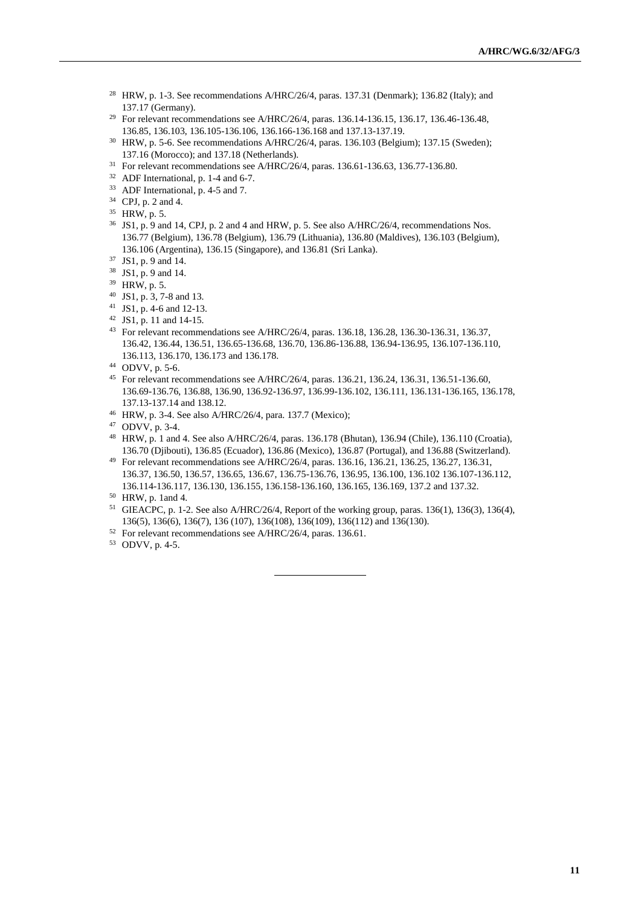[28] HRW, p. 1-3. See recommendations A/HRC/26/4, paras. 137.31 (Denmark); 136.82 (Italy); and 137.17 (Germany).

[29] For relevant recommendations see A/HRC/26/4, paras. 136.14-136.15, 136.17, 136.46-136.48, 136.85, 136.103, 136.105-136.106, 136.166-136.168 and 137.13-137.19.

[30] HRW, p. 5-6. See recommendations A/HRC/26/4, paras. 136.103 (Belgium); 137.15 (Sweden); 137.16 (Morocco); and 137.18 (Netherlands).

[31] For relevant recommendations see A/HRC/26/4, paras. 136.61-136.63, 136.77-136.80.

[32] ADF International, p. 1-4 and 6-7.

[33] ADF International, p. 4-5 and 7.

[34] CPJ, p. 2 and 4.

[35] HRW, p. 5.

[36] JS1, p. 9 and 14, CPJ, p. 2 and 4 and HRW, p. 5. See also A/HRC/26/4, recommendations Nos. 136.77 (Belgium), 136.78 (Belgium), 136.79 (Lithuania), 136.80 (Maldives), 136.103 (Belgium), 136.106 (Argentina), 136.15 (Singapore), and 136.81 (Sri Lanka).

[37] JS1, p. 9 and 14.

[38] JS1, p. 9 and 14.

[39] HRW, p. 5.

[40] JS1, p. 3, 7-8 and 13.

[41] JS1, p. 4-6 and 12-13.

[42] JS1, p. 11 and 14-15.

[43] For relevant recommendations see A/HRC/26/4, paras. 136.18, 136.28, 136.30-136.31, 136.37, 136.42, 136.44, 136.51, 136.65-136.68, 136.70, 136.86-136.88, 136.94-136.95, 136.107-136.110, 136.113, 136.170, 136.173 and 136.178.

[44] ODVV, p. 5-6.

[45] For relevant recommendations see A/HRC/26/4, paras. 136.21, 136.24, 136.31, 136.51-136.60, 136.69-136.76, 136.88, 136.90, 136.92-136.97, 136.99-136.102, 136.111, 136.131-136.165, 136.178, 137.13-137.14 and 138.12.

[46] HRW, p. 3-4. See also A/HRC/26/4, para. 137.7 (Mexico);

[47] ODVV, p. 3-4.

[48] HRW, p. 1 and 4. See also A/HRC/26/4, paras. 136.178 (Bhutan), 136.94 (Chile), 136.110 (Croatia), 136.70 (Djibouti), 136.85 (Ecuador), 136.86 (Mexico), 136.87 (Portugal), and 136.88 (Switzerland).

[49] For relevant recommendations see A/HRC/26/4, paras. 136.16, 136.21, 136.25, 136.27, 136.31, 136.37, 136.50, 136.57, 136.65, 136.67, 136.75-136.76, 136.95, 136.100, 136.102 136.107-136.112, 136.114-136.117, 136.130, 136.155, 136.158-136.160, 136.165, 136.169, 137.2 and 137.32.

[50] HRW, p. 1and 4.

[51] GIEACPC, p. 1-2. See also A/HRC/26/4, Report of the working group, paras. 136(1), 136(3), 136(4), 136(5), 136(6), 136(7), 136 (107), 136(108), 136(109), 136(112) and 136(130).

[52] For relevant recommendations see A/HRC/26/4, paras. 136.61.

[53] ODVV, p. 4-5.